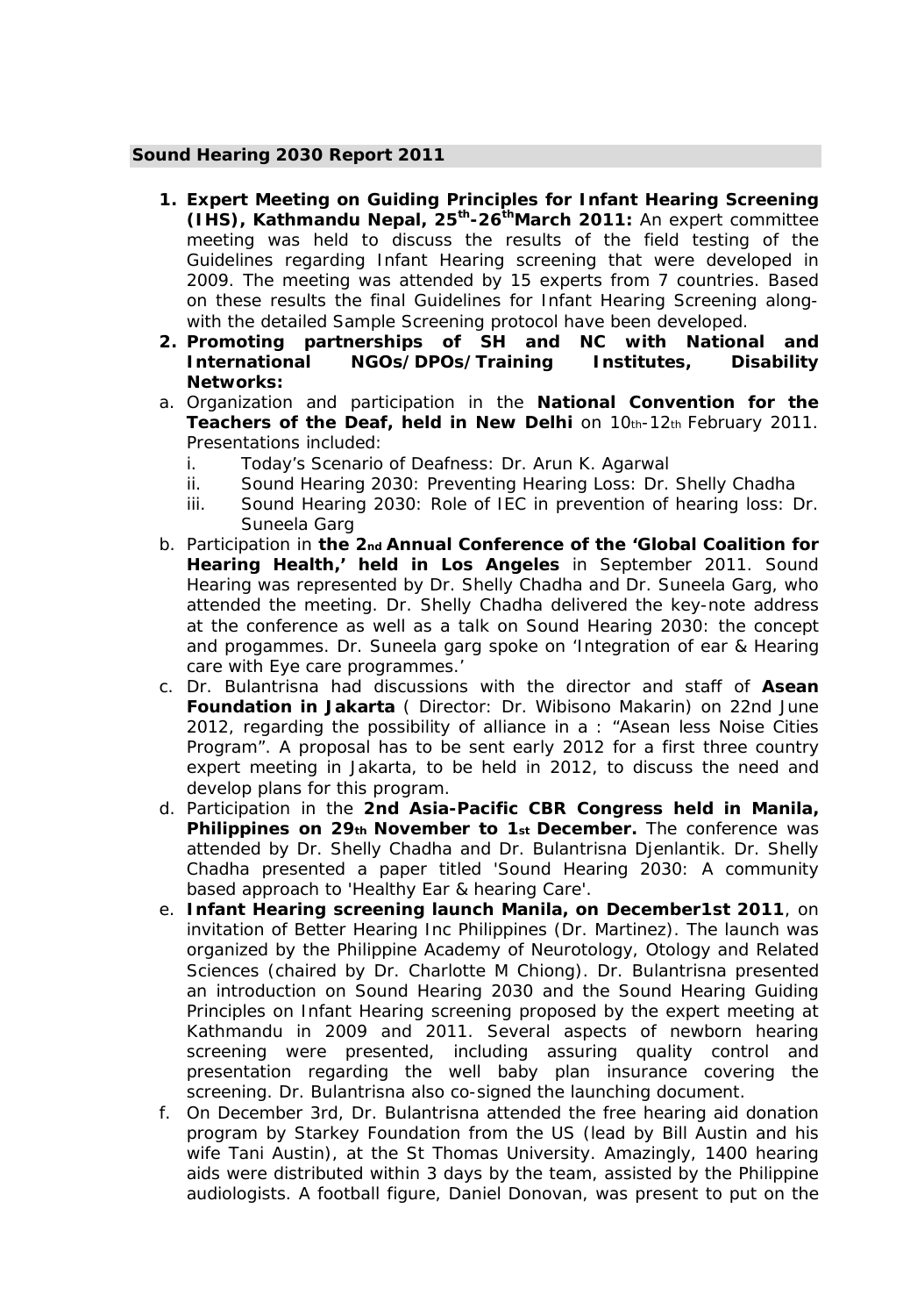## Sound Hearing 2030 Report 2011

1. **Expert Meeting on Guiding Principles for Infant Hearing Screening (IHS), Kathmandu Nepal, 25th-26th March 2011:** An expert committee meeting was held to discuss the results of the field testing of the Guidelines regarding Infant Hearing screening that were developed in 2009. The meeting was attended by 15 experts from 7 countries. Based on these results the final Guidelines for Infant Hearing Screening along-with the detailed Sample Screening protocol have been developed.
2. **Promoting partnerships of SH and NC with National and International NGOs/DPOs/Training Institutes, Disability Networks:**

a. Organization and participation in the **National Convention for the Teachers of the Deaf, held in New Delhi** on 10th-12th February 2011. Presentations included:
   - i. Today's Scenario of Deafness: Dr. Arun K. Agarwal
   - ii. Sound Hearing 2030: Preventing Hearing Loss: Dr. Shelly Chadha
   - iii. Sound Hearing 2030: Role of IEC in prevention of hearing loss: Dr. Suneela Garg

b. Participation in **the 2nd Annual Conference of the 'Global Coalition for Hearing Health,' held in Los Angeles** in September 2011. Sound Hearing was represented by Dr. Shelly Chadha and Dr. Suneela Garg, who attended the meeting. Dr. Shelly Chadha delivered the key-note address at the conference as well as a talk on Sound Hearing 2030: the concept and progammes. Dr. Suneela garg spoke on 'Integration of ear & Hearing care with Eye care programmes.'

c. Dr. Bulantrisna had discussions with the director and staff of **Asean Foundation in Jakarta** ( Director: Dr. Wibisono Makarin) on 22nd June 2012, regarding the possibility of alliance in a : "Asean less Noise Cities Program". A proposal has to be sent early 2012 for a first three country expert meeting in Jakarta, to be held in 2012, to discuss the need and develop plans for this program.

d. Participation in the **2nd Asia-Pacific CBR Congress held in Manila, Philippines on 29th November to 1st December.** The conference was attended by Dr. Shelly Chadha and Dr. Bulantrisna Djenlantik. Dr. Shelly Chadha presented a paper titled 'Sound Hearing 2030: A community based approach to 'Healthy Ear & hearing Care'.

e. **Infant Hearing screening launch Manila, on December1st 2011**, on invitation of Better Hearing Inc Philippines (Dr. Martinez). The launch was organized by the Philippine Academy of Neurotology, Otology and Related Sciences (chaired by Dr. Charlotte M Chiong). Dr. Bulantrisna presented an introduction on Sound Hearing 2030 and the Sound Hearing Guiding Principles on Infant Hearing screening proposed by the expert meeting at Kathmandu in 2009 and 2011. Several aspects of newborn hearing screening were presented, including assuring quality control and presentation regarding the well baby plan insurance covering the screening. Dr. Bulantrisna also co-signed the launching document.

f. On December 3rd, Dr. Bulantrisna attended the free hearing aid donation program by Starkey Foundation from the US (lead by Bill Austin and his wife Tani Austin), at the St Thomas University. Amazingly, 1400 hearing aids were distributed within 3 days by the team, assisted by the Philippine audiologists. A football figure, Daniel Donovan, was present to put on the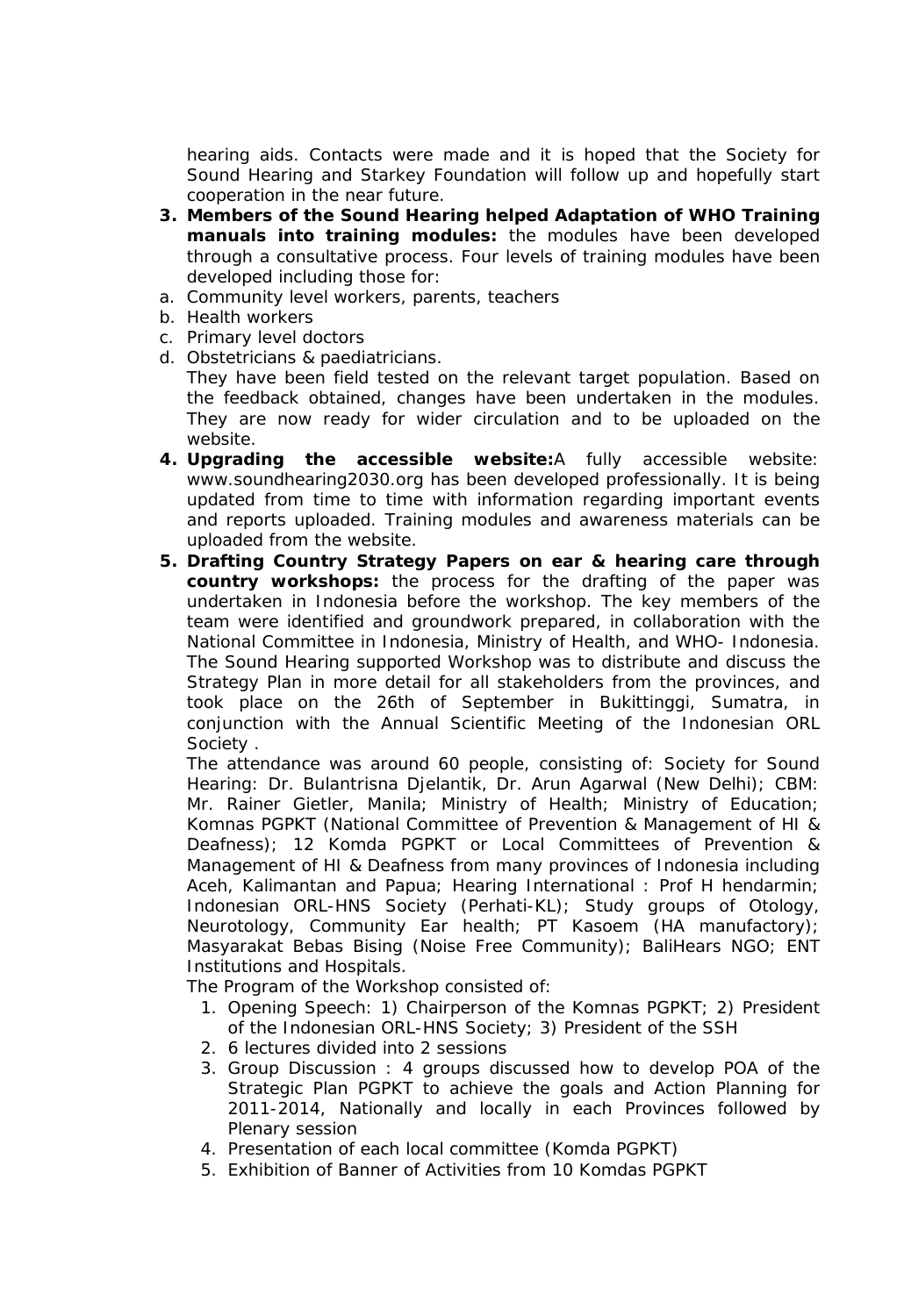hearing aids. Contacts were made and it is hoped that the Society for Sound Hearing and Starkey Foundation will follow up and hopefully start cooperation in the near future.

3. **Members of the Sound Hearing helped Adaptation of WHO Training manuals into training modules:** the modules have been developed through a consultative process. Four levels of training modules have been developed including those for:

a. Community level workers, parents, teachers
b. Health workers
c. Primary level doctors
d. Obstetricians & paediatricians.

They have been field tested on the relevant target population. Based on the feedback obtained, changes have been undertaken in the modules. They are now ready for wider circulation and to be uploaded on the website.

4. **Upgrading the accessible website:**A fully accessible website: www.soundhearing2030.org has been developed professionally. It is being updated from time to time with information regarding important events and reports uploaded. Training modules and awareness materials can be uploaded from the website.

5. **Drafting Country Strategy Papers on ear & hearing care through country workshops:** the process for the drafting of the paper was undertaken in Indonesia before the workshop. The key members of the team were identified and groundwork prepared, in collaboration with the National Committee in Indonesia, Ministry of Health, and WHO- Indonesia. The Sound Hearing supported Workshop was to distribute and discuss the Strategy Plan in more detail for all stakeholders from the provinces, and took place on the 26th of September in Bukittinggi, Sumatra, in conjunction with the Annual Scientific Meeting of the Indonesian ORL Society .

   The attendance was around 60 people, consisting of: Society for Sound Hearing: Dr. Bulantrisna Djelantik, Dr. Arun Agarwal (New Delhi); CBM: Mr. Rainer Gietler, Manila; Ministry of Health; Ministry of Education; Komnas PGPKT (National Committee of Prevention & Management of HI & Deafness); 12 Komda PGPKT or Local Committees of Prevention & Management of HI & Deafness from many provinces of Indonesia including Aceh, Kalimantan and Papua; Hearing International : Prof H hendarmin; Indonesian ORL-HNS Society (Perhati-KL); Study groups of Otology, Neurotology, Community Ear health; PT Kasoem (HA manufactory); Masyarakat Bebas Bising (Noise Free Community); BaliHears NGO; ENT Institutions and Hospitals.

   The Program of the Workshop consisted of:

   1. Opening Speech: 1) Chairperson of the Komnas PGPKT; 2) President of the Indonesian ORL-HNS Society; 3) President of the SSH
   2. 6 lectures divided into 2 sessions
   3. Group Discussion : 4 groups discussed how to develop POA of the Strategic Plan PGPKT to achieve the goals and Action Planning for 2011-2014, Nationally and locally in each Provinces followed by Plenary session
   4. Presentation of each local committee (Komda PGPKT)
   5. Exhibition of Banner of Activities from 10 Komdas PGPKT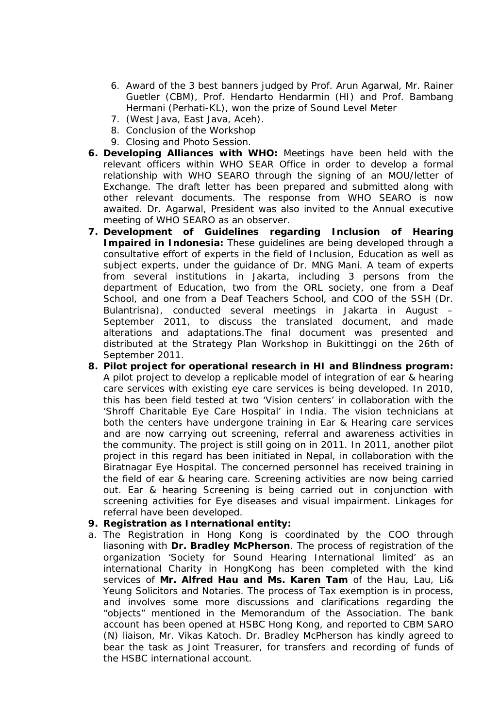6. Award of the 3 best banners judged by Prof. Arun Agarwal, Mr. Rainer Guetler (CBM), Prof. Hendarto Hendarmin (HI) and Prof. Bambang Hermani (Perhati-KL), won the prize of Sound Level Meter
7. (West Java, East Java, Aceh).
8. Conclusion of the Workshop
9. Closing and Photo Session.

**6. Developing Alliances with WHO:** Meetings have been held with the relevant officers within WHO SEAR Office in order to develop a formal relationship with WHO SEARO through the signing of an MOU/letter of Exchange. The draft letter has been prepared and submitted along with other relevant documents. The response from WHO SEARO is now awaited. Dr. Agarwal, President was also invited to the Annual executive meeting of WHO SEARO as an observer.

**7. Development of Guidelines regarding Inclusion of Hearing Impaired in Indonesia:** These guidelines are being developed through a consultative effort of experts in the field of Inclusion, Education as well as subject experts, under the guidance of Dr. MNG Mani. A team of experts from several institutions in Jakarta, including 3 persons from the department of Education, two from the ORL society, one from a Deaf School, and one from a Deaf Teachers School, and COO of the SSH (Dr. Bulantrisna), conducted several meetings in Jakarta in August – September 2011, to discuss the translated document, and made alterations and adaptations.The final document was presented and distributed at the Strategy Plan Workshop in Bukittinggi on the 26th of September 2011.

**8. Pilot project for operational research in HI and Blindness program:** A pilot project to develop a replicable model of integration of ear & hearing care services with existing eye care services is being developed. In 2010, this has been field tested at two 'Vision centers' in collaboration with the 'Shroff Charitable Eye Care Hospital' in India. The vision technicians at both the centers have undergone training in Ear & Hearing care services and are now carrying out screening, referral and awareness activities in the community. The project is still going on in 2011. In 2011, another pilot project in this regard has been initiated in Nepal, in collaboration with the Biratnagar Eye Hospital. The concerned personnel has received training in the field of ear & hearing care. Screening activities are now being carried out. Ear & hearing Screening is being carried out in conjunction with screening activities for Eye diseases and visual impairment. Linkages for referral have been developed.

**9. Registration as International entity:**

a. The Registration in Hong Kong is coordinated by the COO through liasoning with **Dr. Bradley McPherson**. The process of registration of the organization 'Society for Sound Hearing International limited' as an international Charity in HongKong has been completed with the kind services of **Mr. Alfred Hau and Ms. Karen Tam** of the Hau, Lau, Li& Yeung Solicitors and Notaries. The process of Tax exemption is in process, and involves some more discussions and clarifications regarding the "objects" mentioned in the Memorandum of the Association. The bank account has been opened at HSBC Hong Kong, and reported to CBM SARO (N) liaison, Mr. Vikas Katoch. Dr. Bradley McPherson has kindly agreed to bear the task as Joint Treasurer, for transfers and recording of funds of the HSBC international account.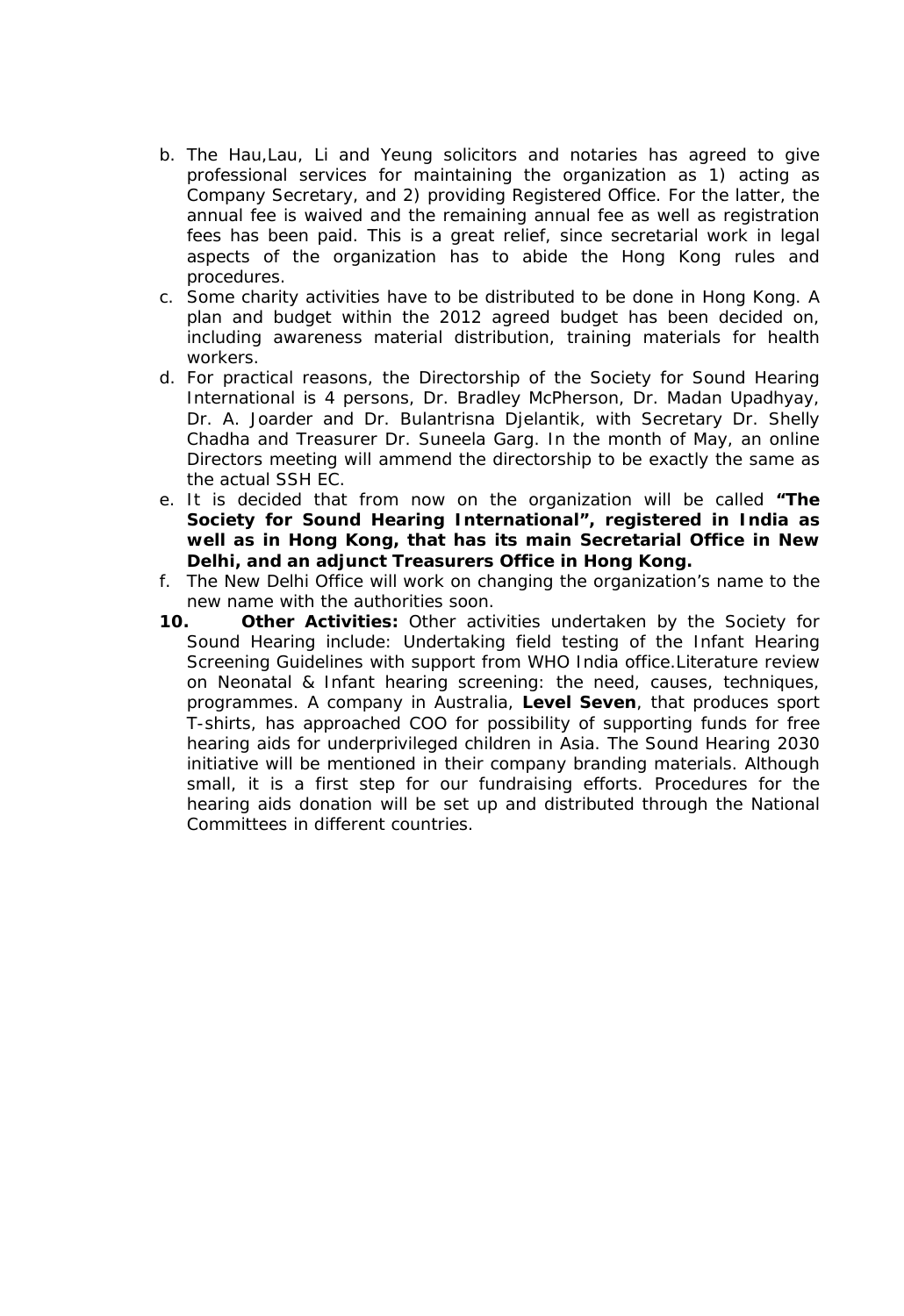b. The Hau,Lau, Li and Yeung solicitors and notaries has agreed to give professional services for maintaining the organization as 1) acting as Company Secretary, and 2) providing Registered Office. For the latter, the annual fee is waived and the remaining annual fee as well as registration fees has been paid. This is a great relief, since secretarial work in legal aspects of the organization has to abide the Hong Kong rules and procedures.

c. Some charity activities have to be distributed to be done in Hong Kong. A plan and budget within the 2012 agreed budget has been decided on, including awareness material distribution, training materials for health workers.

d. For practical reasons, the Directorship of the Society for Sound Hearing International is 4 persons, Dr. Bradley McPherson, Dr. Madan Upadhyay, Dr. A. Joarder and Dr. Bulantrisna Djelantik, with Secretary Dr. Shelly Chadha and Treasurer Dr. Suneela Garg. In the month of May, an online Directors meeting will ammend the directorship to be exactly the same as the actual SSH EC.

e. It is decided that from now on the organization will be called **"The Society for Sound Hearing International", registered in India as well as in Hong Kong, that has its main Secretarial Office in New Delhi, and an adjunct Treasurers Office in Hong Kong.**

f. The New Delhi Office will work on changing the organization's name to the new name with the authorities soon.

**10. Other Activities:** Other activities undertaken by the Society for Sound Hearing include: Undertaking field testing of the Infant Hearing Screening Guidelines with support from WHO India office.Literature review on Neonatal & Infant hearing screening: the need, causes, techniques, programmes. A company in Australia, **Level Seven**, that produces sport T-shirts, has approached COO for possibility of supporting funds for free hearing aids for underprivileged children in Asia. The Sound Hearing 2030 initiative will be mentioned in their company branding materials. Although small, it is a first step for our fundraising efforts. Procedures for the hearing aids donation will be set up and distributed through the National Committees in different countries.